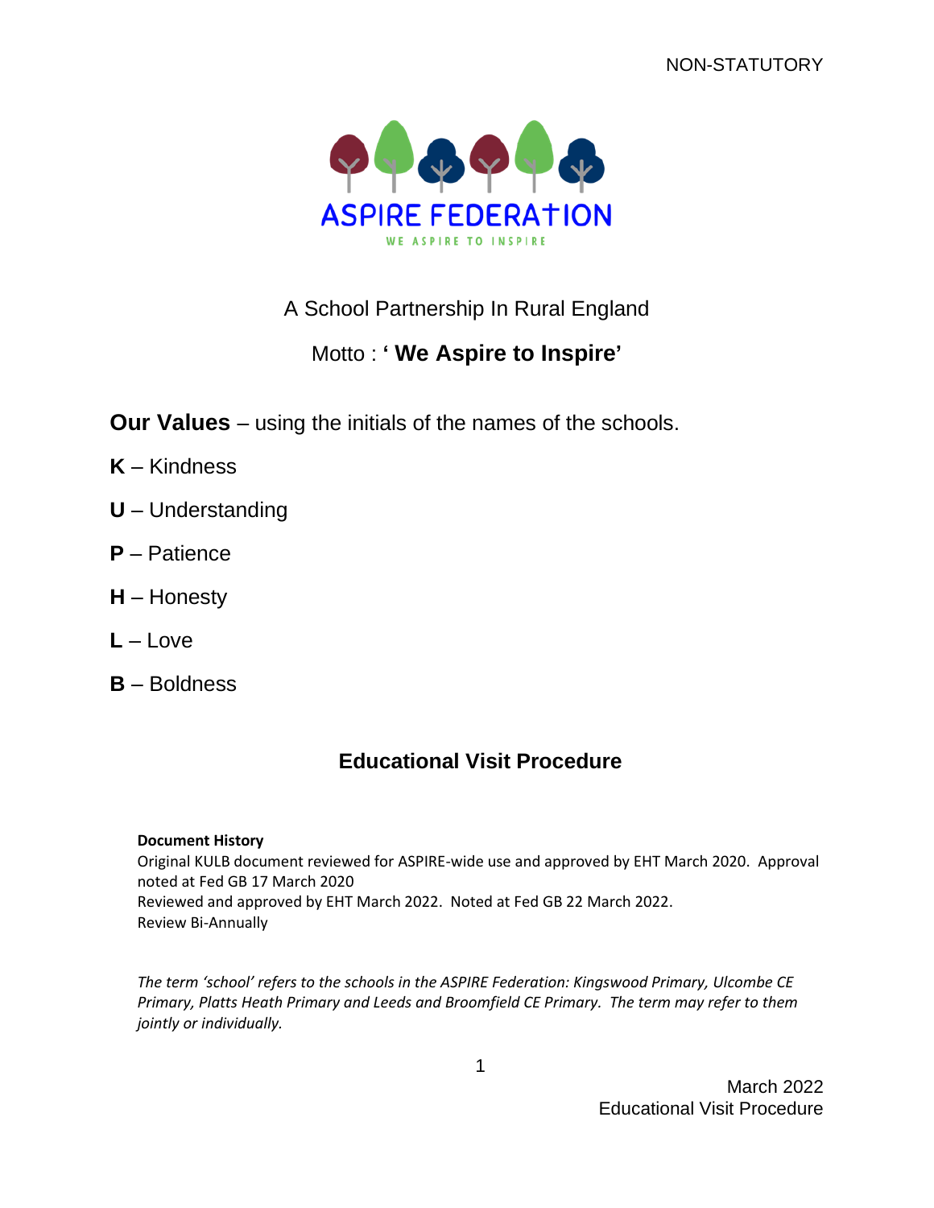NON-STATUTORY

ASPIRE FEDERATION

WE ASPIRE TO INSPIRE

A School Partnership In Rural England

Motto : **' We Aspire to Inspire'**

**Our Values** – using the initials of the names of the schools.

**K** – Kindness

**U** – Understanding

**P** – Patience

**H** – Honesty

**L** – Love

**B** – Boldness

# Educational Visit Procedure

**Document History**
Original KULB document reviewed for ASPIRE-wide use and approved by EHT March 2020. Approval noted at Fed GB 17 March 2020
Reviewed and approved by EHT March 2022. Noted at Fed GB 22 March 2022.
Review Bi-Annually

*The term 'school' refers to the schools in the ASPIRE Federation: Kingswood Primary, Ulcombe CE Primary, Platts Heath Primary and Leeds and Broomfield CE Primary. The term may refer to them jointly or individually.*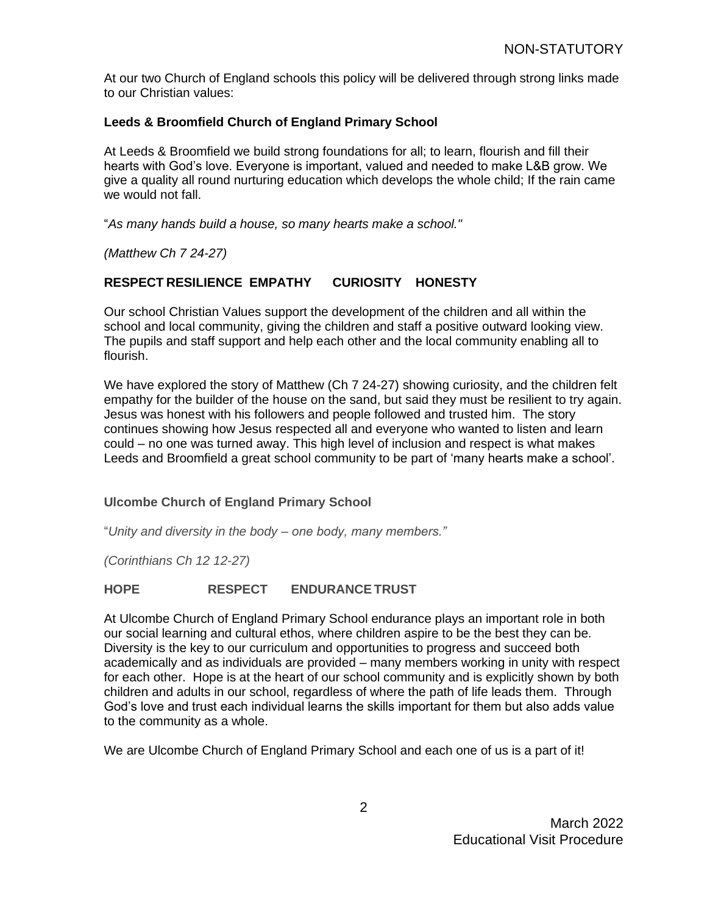At our two Church of England schools this policy will be delivered through strong links made to our Christian values:

### Leeds & Broomfield Church of England Primary School

At Leeds & Broomfield we build strong foundations for all; to learn, flourish and fill their hearts with God's love. Everyone is important, valued and needed to make L&B grow. We give a quality all round nurturing education which develops the whole child; If the rain came we would not fall.

"*As many hands build a house, so many hearts make a school."*

*(Matthew Ch 7 24-27)*

**RESPECT RESILIENCE EMPATHY CURIOSITY HONESTY**

Our school Christian Values support the development of the children and all within the school and local community, giving the children and staff a positive outward looking view. The pupils and staff support and help each other and the local community enabling all to flourish.

We have explored the story of Matthew (Ch 7 24-27) showing curiosity, and the children felt empathy for the builder of the house on the sand, but said they must be resilient to try again. Jesus was honest with his followers and people followed and trusted him. The story continues showing how Jesus respected all and everyone who wanted to listen and learn could – no one was turned away. This high level of inclusion and respect is what makes Leeds and Broomfield a great school community to be part of 'many hearts make a school'.

### Ulcombe Church of England Primary School

"*Unity and diversity in the body – one body, many members."*

*(Corinthians Ch 12 12-27)*

**HOPE RESPECT ENDURANCE TRUST**

At Ulcombe Church of England Primary School endurance plays an important role in both our social learning and cultural ethos, where children aspire to be the best they can be. Diversity is the key to our curriculum and opportunities to progress and succeed both academically and as individuals are provided – many members working in unity with respect for each other. Hope is at the heart of our school community and is explicitly shown by both children and adults in our school, regardless of where the path of life leads them. Through God's love and trust each individual learns the skills important for them but also adds value to the community as a whole.

We are Ulcombe Church of England Primary School and each one of us is a part of it!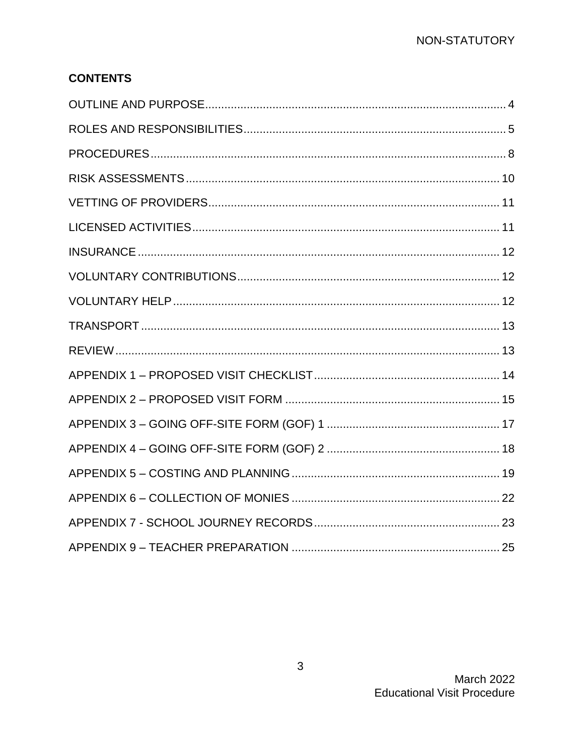## CONTENTS

OUTLINE AND PURPOSE ..... 4

ROLES AND RESPONSIBILITIES ..... 5

PROCEDURES ..... 8

RISK ASSESSMENTS ..... 10

VETTING OF PROVIDERS ..... 11

LICENSED ACTIVITIES ..... 11

INSURANCE ..... 12

VOLUNTARY CONTRIBUTIONS ..... 12

VOLUNTARY HELP ..... 12

TRANSPORT ..... 13

REVIEW ..... 13

APPENDIX 1 – PROPOSED VISIT CHECKLIST ..... 14

APPENDIX 2 – PROPOSED VISIT FORM ..... 15

APPENDIX 3 – GOING OFF-SITE FORM (GOF) 1 ..... 17

APPENDIX 4 – GOING OFF-SITE FORM (GOF) 2 ..... 18

APPENDIX 5 – COSTING AND PLANNING ..... 19

APPENDIX 6 – COLLECTION OF MONIES ..... 22

APPENDIX 7 - SCHOOL JOURNEY RECORDS ..... 23

APPENDIX 9 – TEACHER PREPARATION ..... 25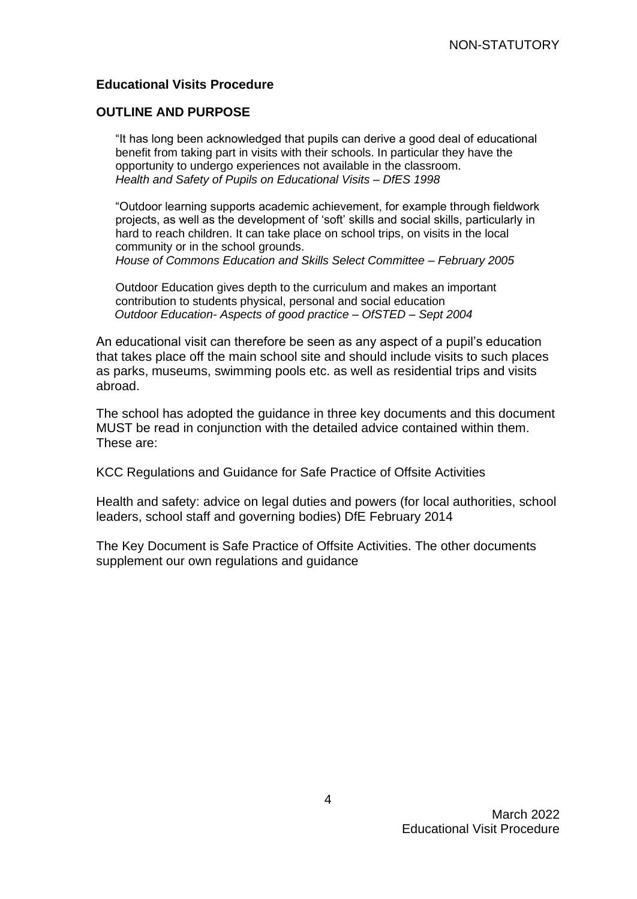## Educational Visits Procedure

### OUTLINE AND PURPOSE

> "It has long been acknowledged that pupils can derive a good deal of educational benefit from taking part in visits with their schools. In particular they have the opportunity to undergo experiences not available in the classroom.
> *Health and Safety of Pupils on Educational Visits – DfES 1998*

> "Outdoor learning supports academic achievement, for example through fieldwork projects, as well as the development of 'soft' skills and social skills, particularly in hard to reach children. It can take place on school trips, on visits in the local community or in the school grounds.
> *House of Commons Education and Skills Select Committee – February 2005*

> Outdoor Education gives depth to the curriculum and makes an important contribution to students physical, personal and social education
> *Outdoor Education- Aspects of good practice – OfSTED – Sept 2004*

An educational visit can therefore be seen as any aspect of a pupil's education that takes place off the main school site and should include visits to such places as parks, museums, swimming pools etc. as well as residential trips and visits abroad.

The school has adopted the guidance in three key documents and this document MUST be read in conjunction with the detailed advice contained within them. These are:

KCC Regulations and Guidance for Safe Practice of Offsite Activities

Health and safety: advice on legal duties and powers (for local authorities, school leaders, school staff and governing bodies) DfE February 2014

The Key Document is Safe Practice of Offsite Activities. The other documents supplement our own regulations and guidance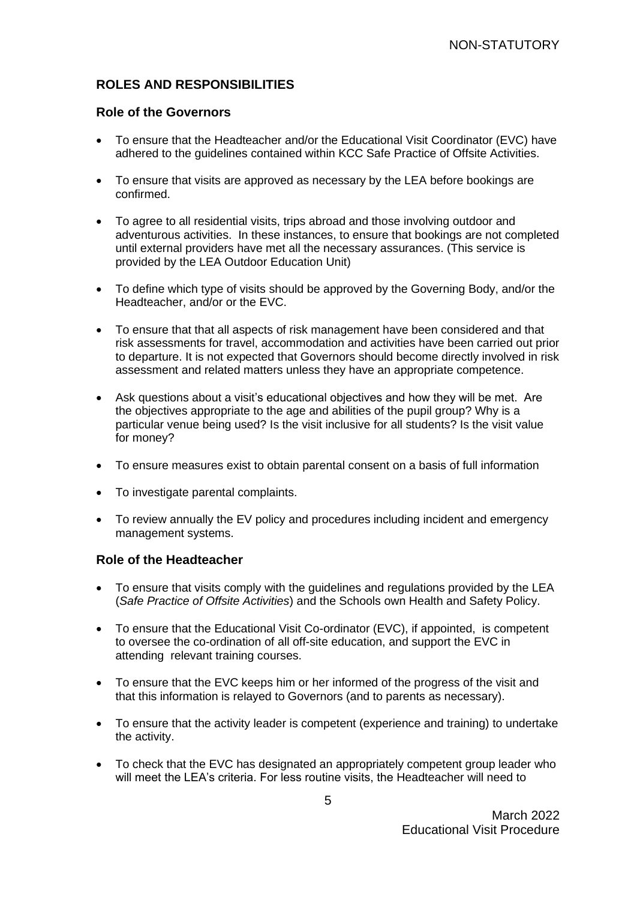## ROLES AND RESPONSIBILITIES

### Role of the Governors

- To ensure that the Headteacher and/or the Educational Visit Coordinator (EVC) have adhered to the guidelines contained within KCC Safe Practice of Offsite Activities.
- To ensure that visits are approved as necessary by the LEA before bookings are confirmed.
- To agree to all residential visits, trips abroad and those involving outdoor and adventurous activities. In these instances, to ensure that bookings are not completed until external providers have met all the necessary assurances. (This service is provided by the LEA Outdoor Education Unit)
- To define which type of visits should be approved by the Governing Body, and/or the Headteacher, and/or or the EVC.
- To ensure that that all aspects of risk management have been considered and that risk assessments for travel, accommodation and activities have been carried out prior to departure. It is not expected that Governors should become directly involved in risk assessment and related matters unless they have an appropriate competence.
- Ask questions about a visit's educational objectives and how they will be met. Are the objectives appropriate to the age and abilities of the pupil group? Why is a particular venue being used? Is the visit inclusive for all students? Is the visit value for money?
- To ensure measures exist to obtain parental consent on a basis of full information
- To investigate parental complaints.
- To review annually the EV policy and procedures including incident and emergency management systems.

### Role of the Headteacher

- To ensure that visits comply with the guidelines and regulations provided by the LEA (*Safe Practice of Offsite Activities*) and the Schools own Health and Safety Policy.
- To ensure that the Educational Visit Co-ordinator (EVC), if appointed, is competent to oversee the co-ordination of all off-site education, and support the EVC in attending relevant training courses.
- To ensure that the EVC keeps him or her informed of the progress of the visit and that this information is relayed to Governors (and to parents as necessary).
- To ensure that the activity leader is competent (experience and training) to undertake the activity.
- To check that the EVC has designated an appropriately competent group leader who will meet the LEA's criteria. For less routine visits, the Headteacher will need to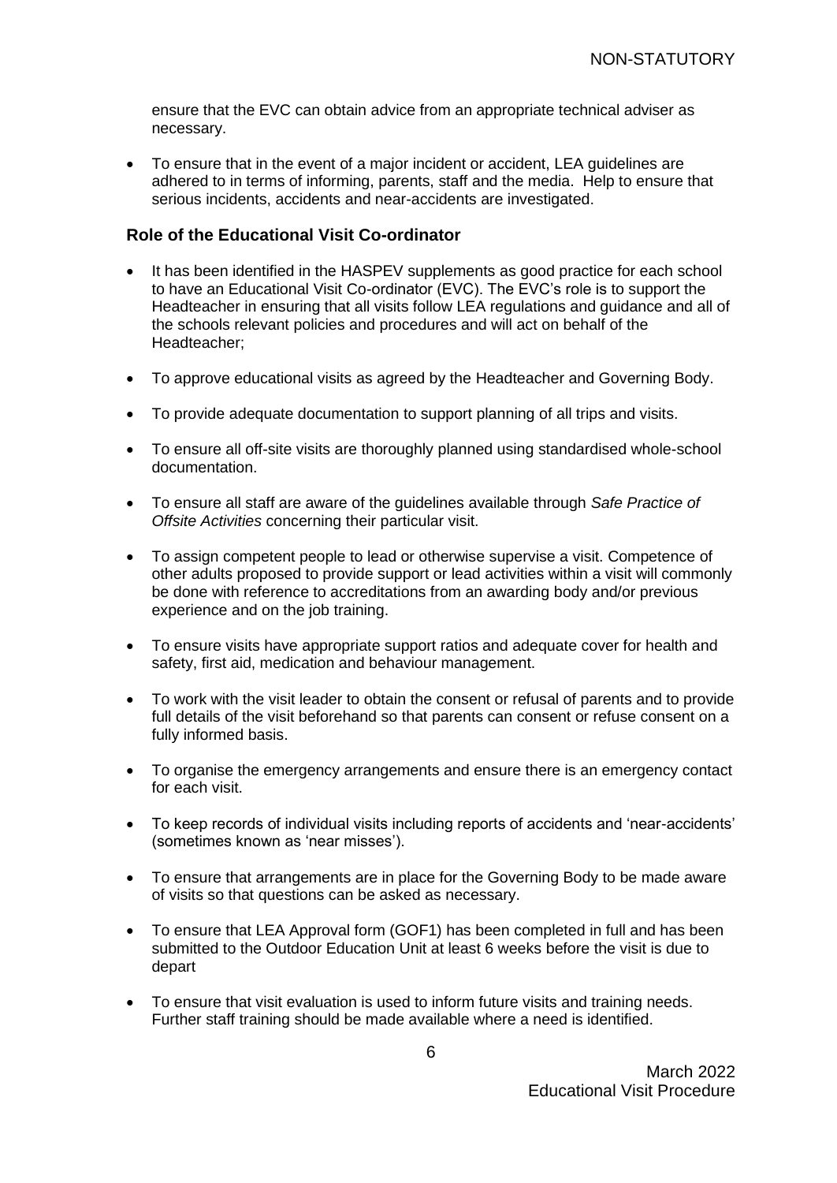ensure that the EVC can obtain advice from an appropriate technical adviser as necessary.

- To ensure that in the event of a major incident or accident, LEA guidelines are adhered to in terms of informing, parents, staff and the media. Help to ensure that serious incidents, accidents and near-accidents are investigated.

### Role of the Educational Visit Co-ordinator

- It has been identified in the HASPEV supplements as good practice for each school to have an Educational Visit Co-ordinator (EVC). The EVC's role is to support the Headteacher in ensuring that all visits follow LEA regulations and guidance and all of the schools relevant policies and procedures and will act on behalf of the Headteacher;
- To approve educational visits as agreed by the Headteacher and Governing Body.
- To provide adequate documentation to support planning of all trips and visits.
- To ensure all off-site visits are thoroughly planned using standardised whole-school documentation.
- To ensure all staff are aware of the guidelines available through *Safe Practice of Offsite Activities* concerning their particular visit.
- To assign competent people to lead or otherwise supervise a visit. Competence of other adults proposed to provide support or lead activities within a visit will commonly be done with reference to accreditations from an awarding body and/or previous experience and on the job training.
- To ensure visits have appropriate support ratios and adequate cover for health and safety, first aid, medication and behaviour management.
- To work with the visit leader to obtain the consent or refusal of parents and to provide full details of the visit beforehand so that parents can consent or refuse consent on a fully informed basis.
- To organise the emergency arrangements and ensure there is an emergency contact for each visit.
- To keep records of individual visits including reports of accidents and 'near-accidents' (sometimes known as 'near misses').
- To ensure that arrangements are in place for the Governing Body to be made aware of visits so that questions can be asked as necessary.
- To ensure that LEA Approval form (GOF1) has been completed in full and has been submitted to the Outdoor Education Unit at least 6 weeks before the visit is due to depart
- To ensure that visit evaluation is used to inform future visits and training needs. Further staff training should be made available where a need is identified.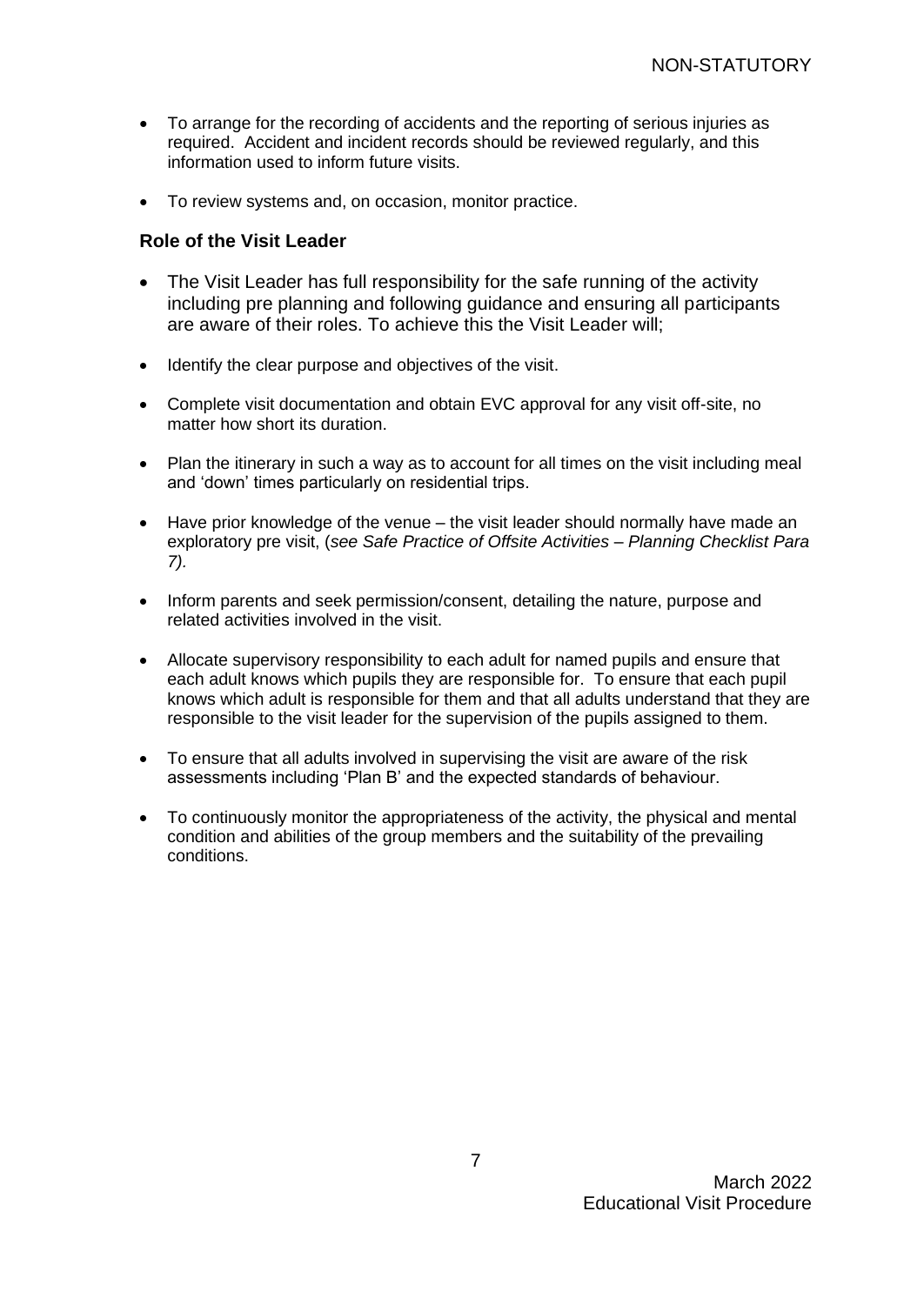- To arrange for the recording of accidents and the reporting of serious injuries as required. Accident and incident records should be reviewed regularly, and this information used to inform future visits.

- To review systems and, on occasion, monitor practice.

### Role of the Visit Leader

- The Visit Leader has full responsibility for the safe running of the activity including pre planning and following guidance and ensuring all participants are aware of their roles. To achieve this the Visit Leader will;

- Identify the clear purpose and objectives of the visit.

- Complete visit documentation and obtain EVC approval for any visit off-site, no matter how short its duration.

- Plan the itinerary in such a way as to account for all times on the visit including meal and 'down' times particularly on residential trips.

- Have prior knowledge of the venue – the visit leader should normally have made an exploratory pre visit, (*see Safe Practice of Offsite Activities – Planning Checklist Para 7).*

- Inform parents and seek permission/consent, detailing the nature, purpose and related activities involved in the visit.

- Allocate supervisory responsibility to each adult for named pupils and ensure that each adult knows which pupils they are responsible for. To ensure that each pupil knows which adult is responsible for them and that all adults understand that they are responsible to the visit leader for the supervision of the pupils assigned to them.

- To ensure that all adults involved in supervising the visit are aware of the risk assessments including 'Plan B' and the expected standards of behaviour.

- To continuously monitor the appropriateness of the activity, the physical and mental condition and abilities of the group members and the suitability of the prevailing conditions.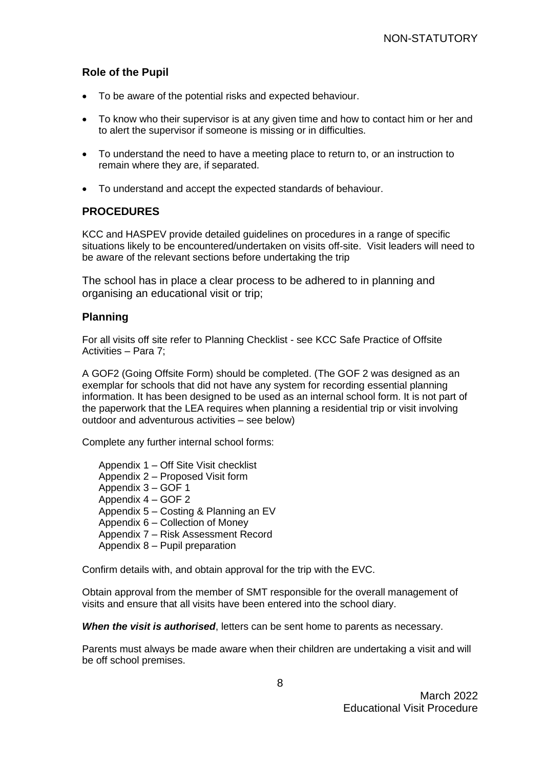### Role of the Pupil

- To be aware of the potential risks and expected behaviour.
- To know who their supervisor is at any given time and how to contact him or her and to alert the supervisor if someone is missing or in difficulties.
- To understand the need to have a meeting place to return to, or an instruction to remain where they are, if separated.
- To understand and accept the expected standards of behaviour.

## PROCEDURES

KCC and HASPEV provide detailed guidelines on procedures in a range of specific situations likely to be encountered/undertaken on visits off-site. Visit leaders will need to be aware of the relevant sections before undertaking the trip

The school has in place a clear process to be adhered to in planning and organising an educational visit or trip;

### Planning

For all visits off site refer to Planning Checklist - see KCC Safe Practice of Offsite Activities – Para 7;

A GOF2 (Going Offsite Form) should be completed. (The GOF 2 was designed as an exemplar for schools that did not have any system for recording essential planning information. It has been designed to be used as an internal school form. It is not part of the paperwork that the LEA requires when planning a residential trip or visit involving outdoor and adventurous activities – see below)

Complete any further internal school forms:

Appendix 1 – Off Site Visit checklist
Appendix 2 – Proposed Visit form
Appendix 3 – GOF 1
Appendix 4 – GOF 2
Appendix 5 – Costing & Planning an EV
Appendix 6 – Collection of Money
Appendix 7 – Risk Assessment Record
Appendix 8 – Pupil preparation

Confirm details with, and obtain approval for the trip with the EVC.

Obtain approval from the member of SMT responsible for the overall management of visits and ensure that all visits have been entered into the school diary.

***When the visit is authorised***, letters can be sent home to parents as necessary.

Parents must always be made aware when their children are undertaking a visit and will be off school premises.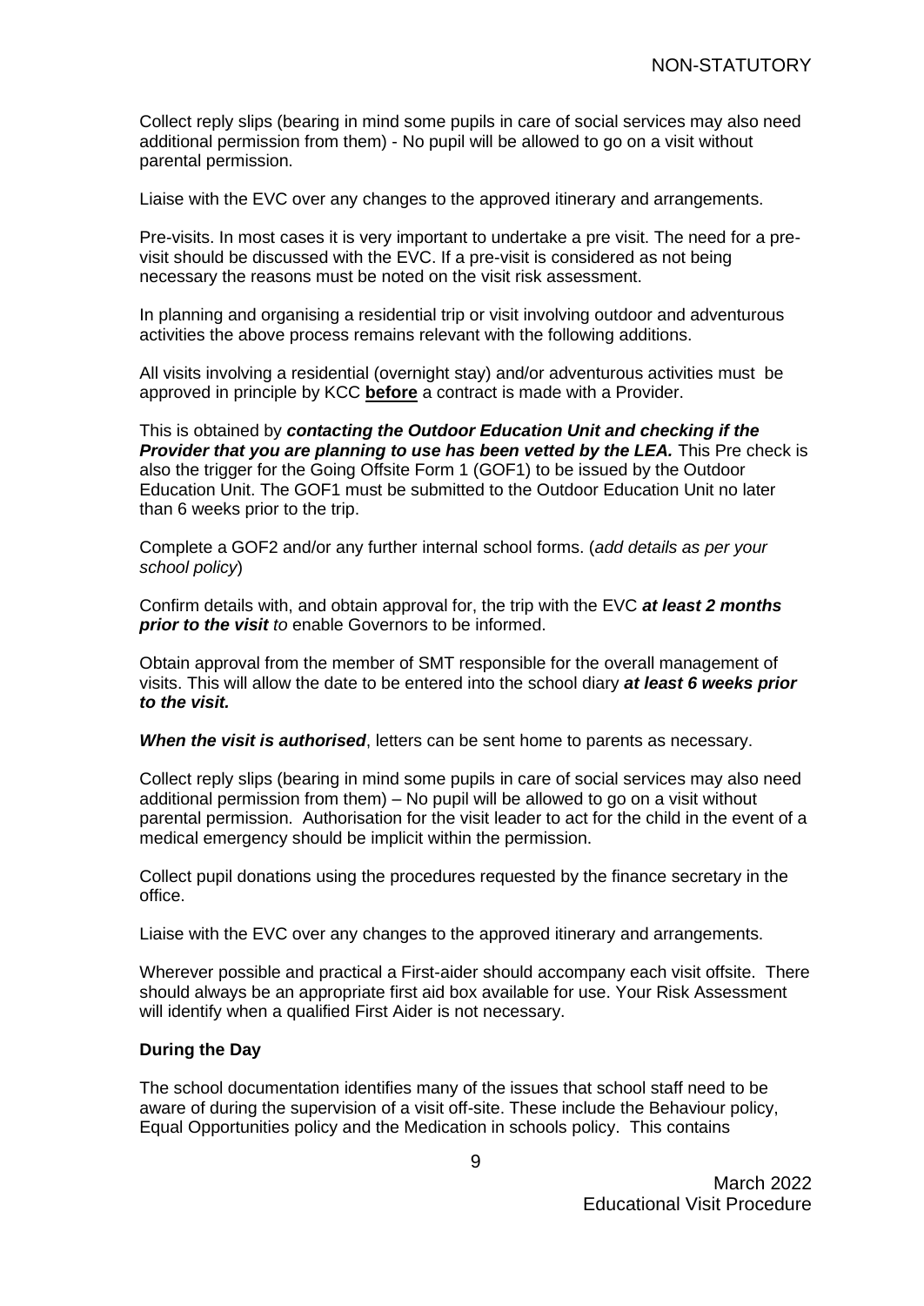Collect reply slips (bearing in mind some pupils in care of social services may also need additional permission from them) - No pupil will be allowed to go on a visit without parental permission.

Liaise with the EVC over any changes to the approved itinerary and arrangements.

Pre-visits. In most cases it is very important to undertake a pre visit. The need for a pre-visit should be discussed with the EVC. If a pre-visit is considered as not being necessary the reasons must be noted on the visit risk assessment.

In planning and organising a residential trip or visit involving outdoor and adventurous activities the above process remains relevant with the following additions.

All visits involving a residential (overnight stay) and/or adventurous activities must be approved in principle by KCC **before** a contract is made with a Provider.

This is obtained by ***contacting the Outdoor Education Unit and checking if the Provider that you are planning to use has been vetted by the LEA.*** This Pre check is also the trigger for the Going Offsite Form 1 (GOF1) to be issued by the Outdoor Education Unit. The GOF1 must be submitted to the Outdoor Education Unit no later than 6 weeks prior to the trip.

Complete a GOF2 and/or any further internal school forms. (*add details as per your school policy*)

Confirm details with, and obtain approval for, the trip with the EVC ***at least 2 months prior to the visit*** *to* enable Governors to be informed.

Obtain approval from the member of SMT responsible for the overall management of visits. This will allow the date to be entered into the school diary ***at least 6 weeks prior to the visit.***

***When the visit is authorised***, letters can be sent home to parents as necessary.

Collect reply slips (bearing in mind some pupils in care of social services may also need additional permission from them) – No pupil will be allowed to go on a visit without parental permission. Authorisation for the visit leader to act for the child in the event of a medical emergency should be implicit within the permission.

Collect pupil donations using the procedures requested by the finance secretary in the office.

Liaise with the EVC over any changes to the approved itinerary and arrangements.

Wherever possible and practical a First-aider should accompany each visit offsite. There should always be an appropriate first aid box available for use. Your Risk Assessment will identify when a qualified First Aider is not necessary.

**During the Day**

The school documentation identifies many of the issues that school staff need to be aware of during the supervision of a visit off-site. These include the Behaviour policy, Equal Opportunities policy and the Medication in schools policy. This contains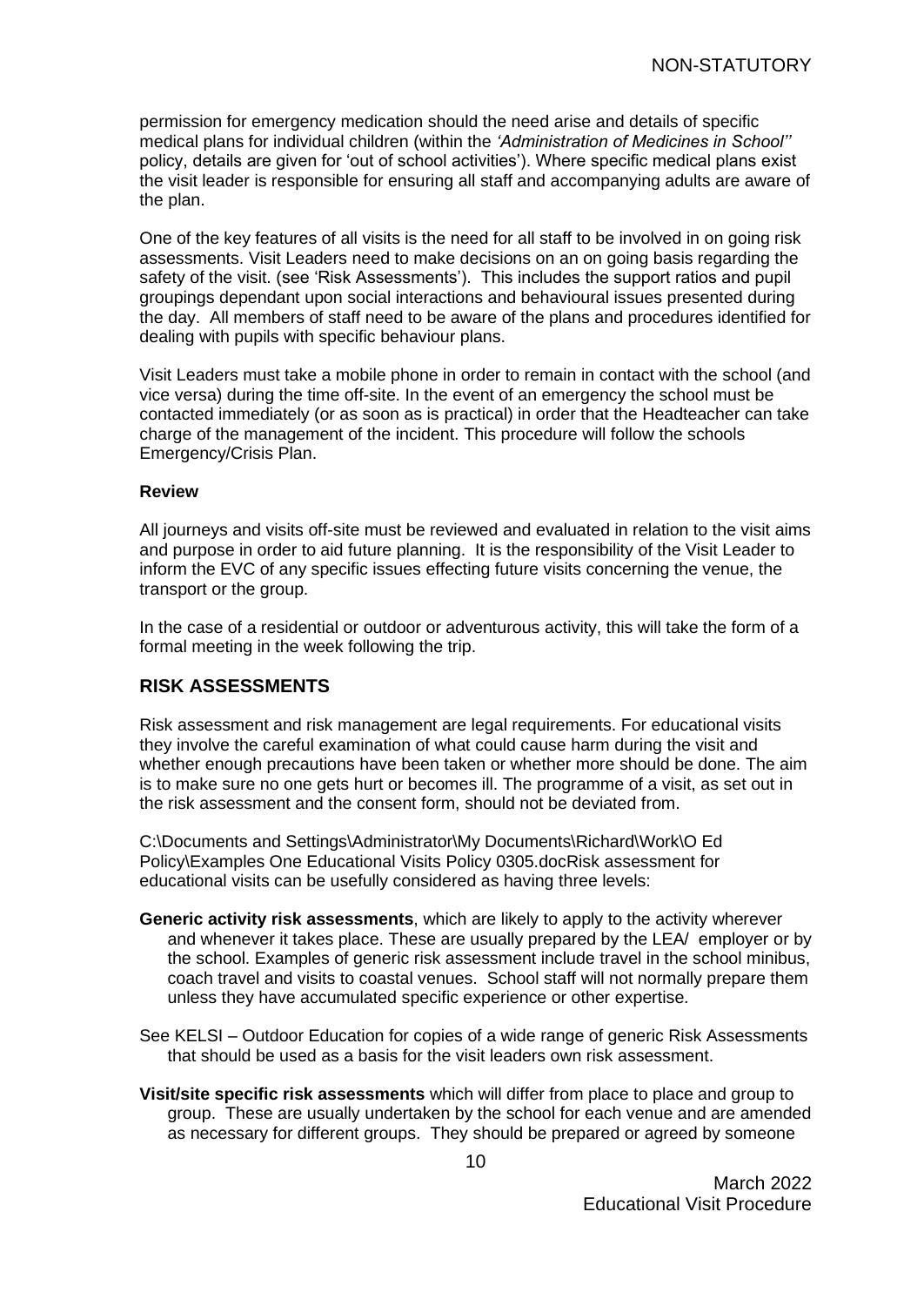permission for emergency medication should the need arise and details of specific medical plans for individual children (within the *'Administration of Medicines in School''* policy, details are given for 'out of school activities'). Where specific medical plans exist the visit leader is responsible for ensuring all staff and accompanying adults are aware of the plan.

One of the key features of all visits is the need for all staff to be involved in on going risk assessments. Visit Leaders need to make decisions on an on going basis regarding the safety of the visit. (see 'Risk Assessments'). This includes the support ratios and pupil groupings dependant upon social interactions and behavioural issues presented during the day. All members of staff need to be aware of the plans and procedures identified for dealing with pupils with specific behaviour plans.

Visit Leaders must take a mobile phone in order to remain in contact with the school (and vice versa) during the time off-site. In the event of an emergency the school must be contacted immediately (or as soon as is practical) in order that the Headteacher can take charge of the management of the incident. This procedure will follow the schools Emergency/Crisis Plan.

**Review**

All journeys and visits off-site must be reviewed and evaluated in relation to the visit aims and purpose in order to aid future planning. It is the responsibility of the Visit Leader to inform the EVC of any specific issues effecting future visits concerning the venue, the transport or the group.

In the case of a residential or outdoor or adventurous activity, this will take the form of a formal meeting in the week following the trip.

## RISK ASSESSMENTS

Risk assessment and risk management are legal requirements. For educational visits they involve the careful examination of what could cause harm during the visit and whether enough precautions have been taken or whether more should be done. The aim is to make sure no one gets hurt or becomes ill. The programme of a visit, as set out in the risk assessment and the consent form, should not be deviated from.

C:\Documents and Settings\Administrator\My Documents\Richard\Work\O Ed Policy\Examples One Educational Visits Policy 0305.docRisk assessment for educational visits can be usefully considered as having three levels:

**Generic activity risk assessments**, which are likely to apply to the activity wherever and whenever it takes place. These are usually prepared by the LEA/ employer or by the school. Examples of generic risk assessment include travel in the school minibus, coach travel and visits to coastal venues. School staff will not normally prepare them unless they have accumulated specific experience or other expertise.

See KELSI – Outdoor Education for copies of a wide range of generic Risk Assessments that should be used as a basis for the visit leaders own risk assessment.

**Visit/site specific risk assessments** which will differ from place to place and group to group. These are usually undertaken by the school for each venue and are amended as necessary for different groups. They should be prepared or agreed by someone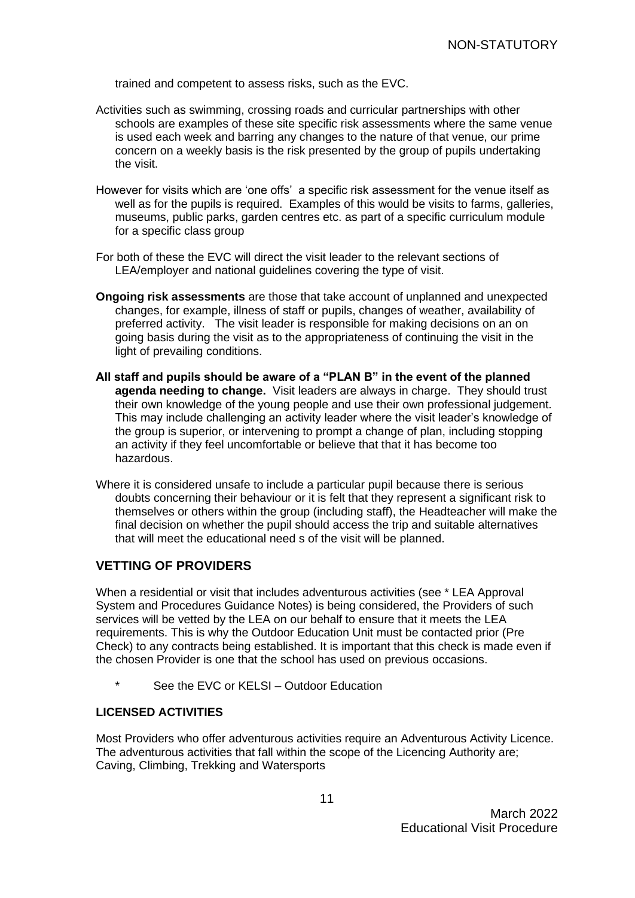trained and competent to assess risks, such as the EVC.

Activities such as swimming, crossing roads and curricular partnerships with other schools are examples of these site specific risk assessments where the same venue is used each week and barring any changes to the nature of that venue, our prime concern on a weekly basis is the risk presented by the group of pupils undertaking the visit.

However for visits which are 'one offs' a specific risk assessment for the venue itself as well as for the pupils is required. Examples of this would be visits to farms, galleries, museums, public parks, garden centres etc. as part of a specific curriculum module for a specific class group

For both of these the EVC will direct the visit leader to the relevant sections of LEA/employer and national guidelines covering the type of visit.

**Ongoing risk assessments** are those that take account of unplanned and unexpected changes, for example, illness of staff or pupils, changes of weather, availability of preferred activity. The visit leader is responsible for making decisions on an on going basis during the visit as to the appropriateness of continuing the visit in the light of prevailing conditions.

**All staff and pupils should be aware of a "PLAN B" in the event of the planned agenda needing to change.** Visit leaders are always in charge. They should trust their own knowledge of the young people and use their own professional judgement. This may include challenging an activity leader where the visit leader's knowledge of the group is superior, or intervening to prompt a change of plan, including stopping an activity if they feel uncomfortable or believe that that it has become too hazardous.

Where it is considered unsafe to include a particular pupil because there is serious doubts concerning their behaviour or it is felt that they represent a significant risk to themselves or others within the group (including staff), the Headteacher will make the final decision on whether the pupil should access the trip and suitable alternatives that will meet the educational need s of the visit will be planned.

## VETTING OF PROVIDERS

When a residential or visit that includes adventurous activities (see * LEA Approval System and Procedures Guidance Notes) is being considered, the Providers of such services will be vetted by the LEA on our behalf to ensure that it meets the LEA requirements. This is why the Outdoor Education Unit must be contacted prior (Pre Check) to any contracts being established. It is important that this check is made even if the chosen Provider is one that the school has used on previous occasions.

\* See the EVC or KELSI – Outdoor Education

### LICENSED ACTIVITIES

Most Providers who offer adventurous activities require an Adventurous Activity Licence. The adventurous activities that fall within the scope of the Licencing Authority are; Caving, Climbing, Trekking and Watersports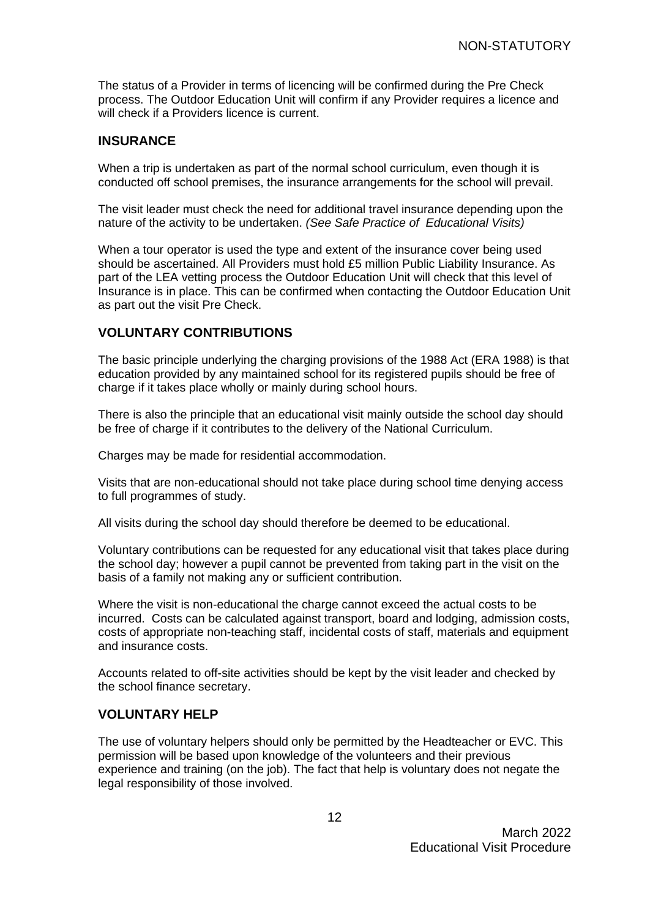The status of a Provider in terms of licencing will be confirmed during the Pre Check process. The Outdoor Education Unit will confirm if any Provider requires a licence and will check if a Providers licence is current.

## INSURANCE

When a trip is undertaken as part of the normal school curriculum, even though it is conducted off school premises, the insurance arrangements for the school will prevail.

The visit leader must check the need for additional travel insurance depending upon the nature of the activity to be undertaken. *(See Safe Practice of Educational Visits)*

When a tour operator is used the type and extent of the insurance cover being used should be ascertained. All Providers must hold £5 million Public Liability Insurance. As part of the LEA vetting process the Outdoor Education Unit will check that this level of Insurance is in place. This can be confirmed when contacting the Outdoor Education Unit as part out the visit Pre Check.

## VOLUNTARY CONTRIBUTIONS

The basic principle underlying the charging provisions of the 1988 Act (ERA 1988) is that education provided by any maintained school for its registered pupils should be free of charge if it takes place wholly or mainly during school hours.

There is also the principle that an educational visit mainly outside the school day should be free of charge if it contributes to the delivery of the National Curriculum.

Charges may be made for residential accommodation.

Visits that are non-educational should not take place during school time denying access to full programmes of study.

All visits during the school day should therefore be deemed to be educational.

Voluntary contributions can be requested for any educational visit that takes place during the school day; however a pupil cannot be prevented from taking part in the visit on the basis of a family not making any or sufficient contribution.

Where the visit is non-educational the charge cannot exceed the actual costs to be incurred. Costs can be calculated against transport, board and lodging, admission costs, costs of appropriate non-teaching staff, incidental costs of staff, materials and equipment and insurance costs.

Accounts related to off-site activities should be kept by the visit leader and checked by the school finance secretary.

## VOLUNTARY HELP

The use of voluntary helpers should only be permitted by the Headteacher or EVC. This permission will be based upon knowledge of the volunteers and their previous experience and training (on the job). The fact that help is voluntary does not negate the legal responsibility of those involved.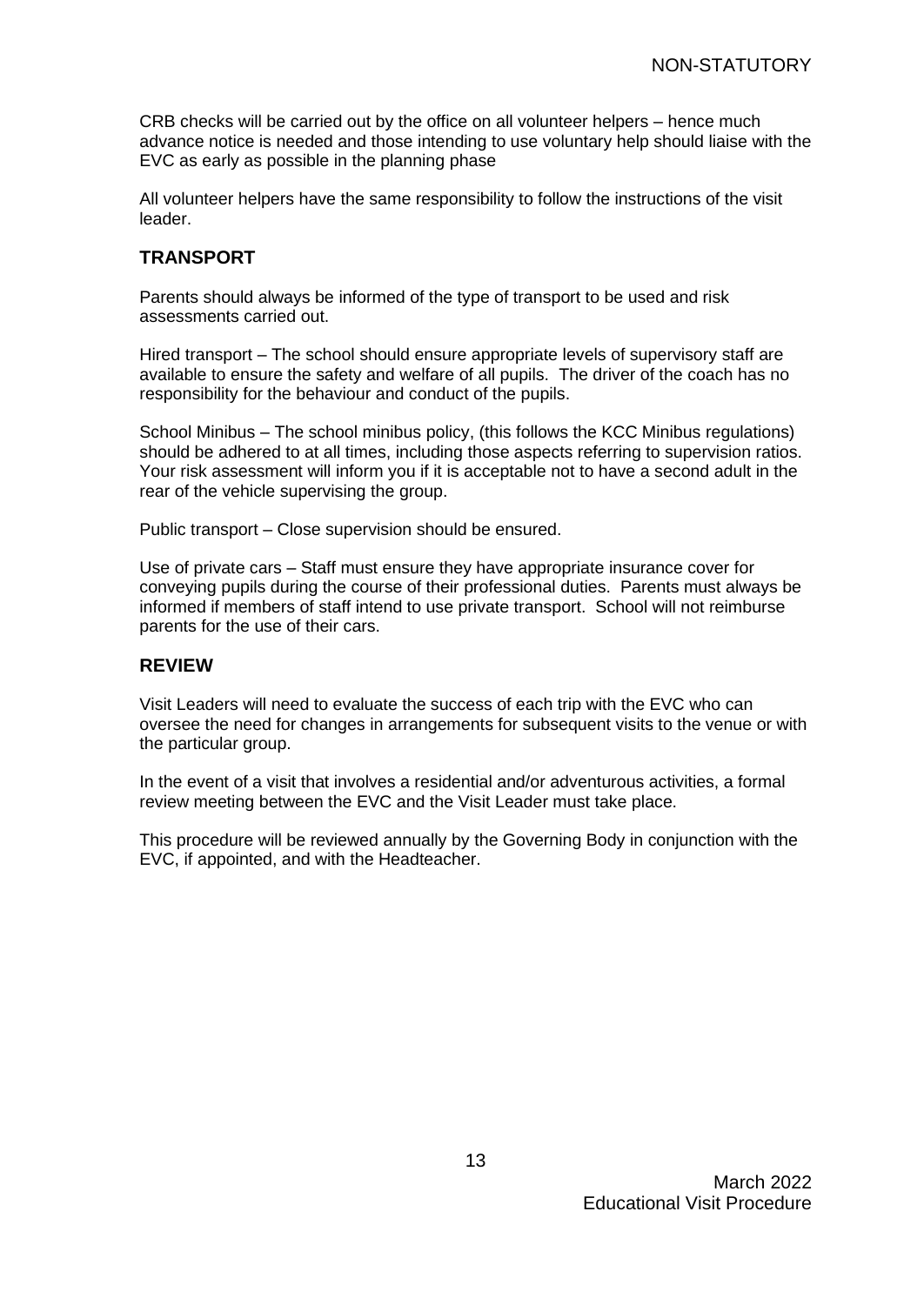CRB checks will be carried out by the office on all volunteer helpers – hence much advance notice is needed and those intending to use voluntary help should liaise with the EVC as early as possible in the planning phase

All volunteer helpers have the same responsibility to follow the instructions of the visit leader.

## TRANSPORT

Parents should always be informed of the type of transport to be used and risk assessments carried out.

Hired transport – The school should ensure appropriate levels of supervisory staff are available to ensure the safety and welfare of all pupils. The driver of the coach has no responsibility for the behaviour and conduct of the pupils.

School Minibus – The school minibus policy, (this follows the KCC Minibus regulations) should be adhered to at all times, including those aspects referring to supervision ratios. Your risk assessment will inform you if it is acceptable not to have a second adult in the rear of the vehicle supervising the group.

Public transport – Close supervision should be ensured.

Use of private cars – Staff must ensure they have appropriate insurance cover for conveying pupils during the course of their professional duties. Parents must always be informed if members of staff intend to use private transport. School will not reimburse parents for the use of their cars.

## REVIEW

Visit Leaders will need to evaluate the success of each trip with the EVC who can oversee the need for changes in arrangements for subsequent visits to the venue or with the particular group.

In the event of a visit that involves a residential and/or adventurous activities, a formal review meeting between the EVC and the Visit Leader must take place.

This procedure will be reviewed annually by the Governing Body in conjunction with the EVC, if appointed, and with the Headteacher.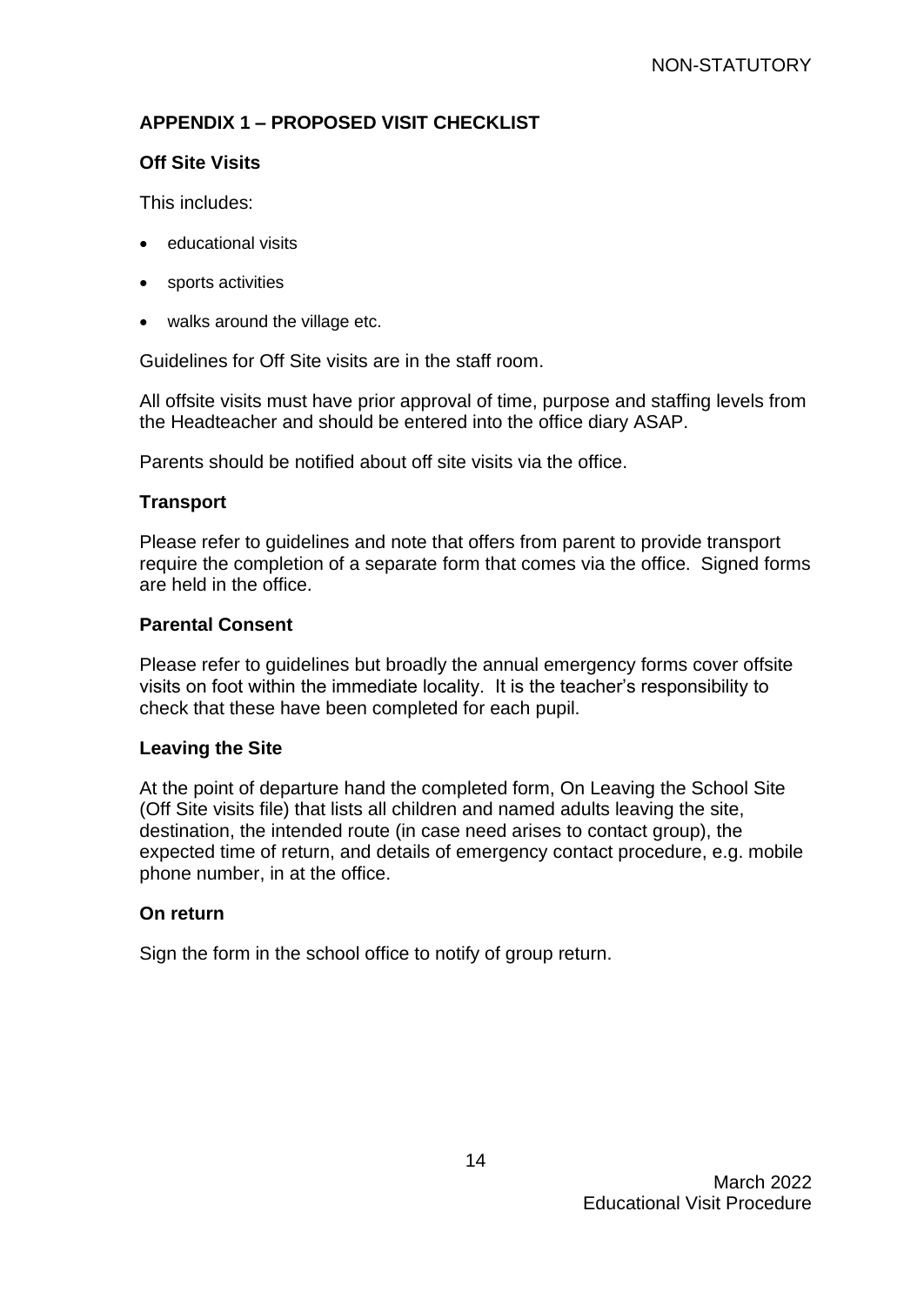## APPENDIX 1 – PROPOSED VISIT CHECKLIST

### Off Site Visits

This includes:

- educational visits
- sports activities
- walks around the village etc.

Guidelines for Off Site visits are in the staff room.

All offsite visits must have prior approval of time, purpose and staffing levels from the Headteacher and should be entered into the office diary ASAP.

Parents should be notified about off site visits via the office.

### Transport

Please refer to guidelines and note that offers from parent to provide transport require the completion of a separate form that comes via the office. Signed forms are held in the office.

### Parental Consent

Please refer to guidelines but broadly the annual emergency forms cover offsite visits on foot within the immediate locality. It is the teacher's responsibility to check that these have been completed for each pupil.

### Leaving the Site

At the point of departure hand the completed form, On Leaving the School Site (Off Site visits file) that lists all children and named adults leaving the site, destination, the intended route (in case need arises to contact group), the expected time of return, and details of emergency contact procedure, e.g. mobile phone number, in at the office.

### On return

Sign the form in the school office to notify of group return.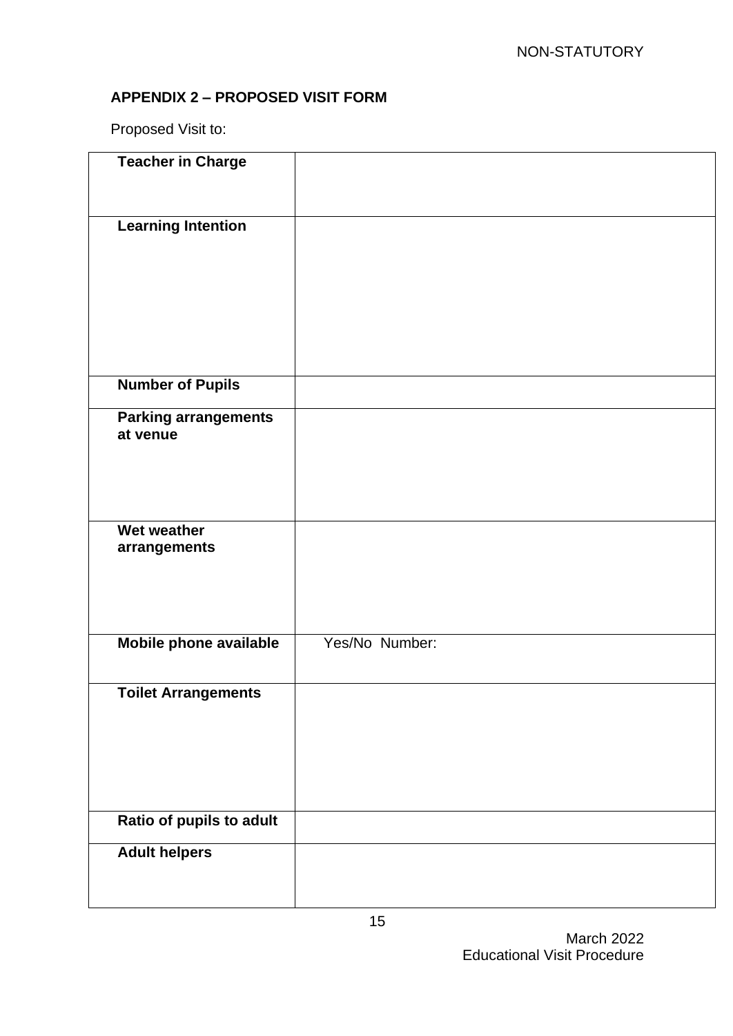NON-STATUTORY

## APPENDIX 2 – PROPOSED VISIT FORM

Proposed Visit to:

| | |
|---|---|
| **Teacher in Charge** | |
| **Learning Intention** | |
| **Number of Pupils** | |
| **Parking arrangements at venue** | |
| **Wet weather arrangements** | |
| **Mobile phone available** | Yes/No Number: |
| **Toilet Arrangements** | |
| **Ratio of pupils to adult** | |
| **Adult helpers** | |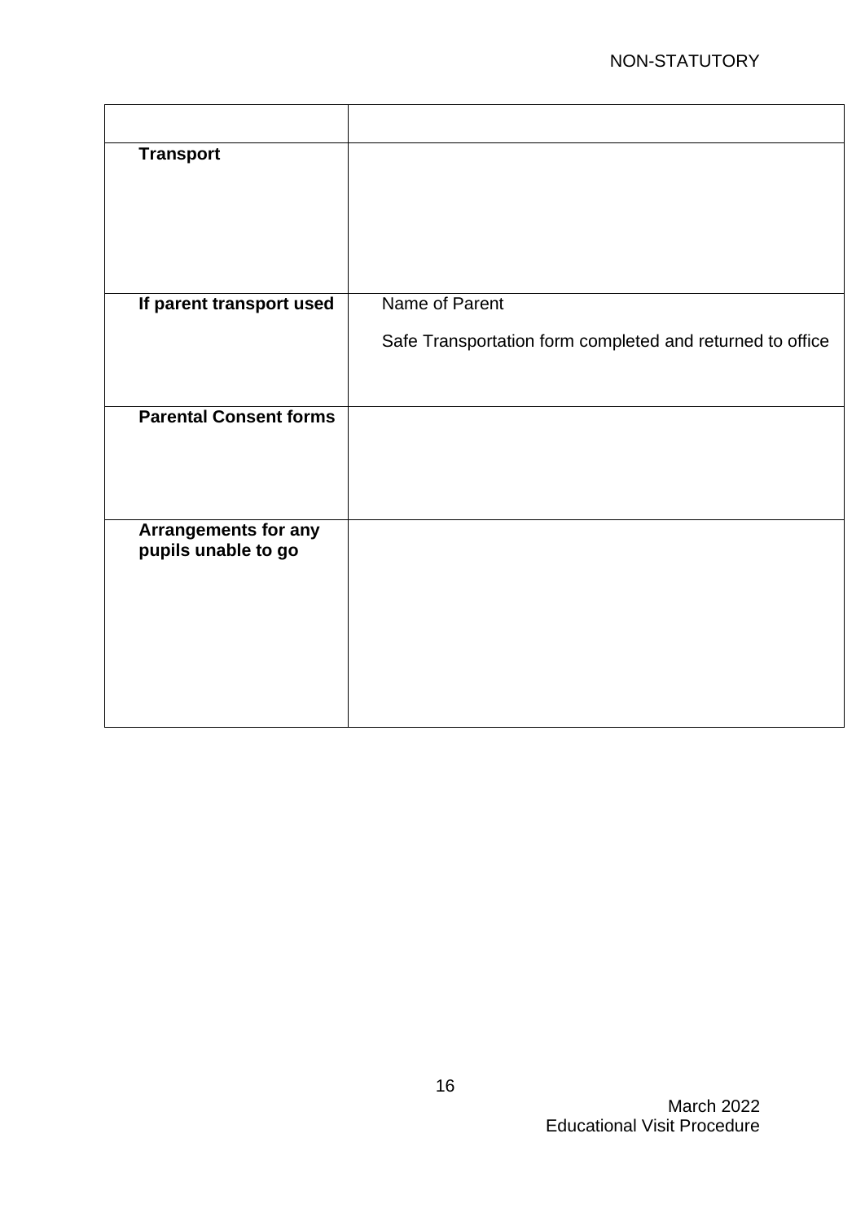| | |
|---|---|
| **Transport** | |
| **If parent transport used** | Name of Parent<br><br>Safe Transportation form completed and returned to office |
| **Parental Consent forms** | |
| **Arrangements for any pupils unable to go** | |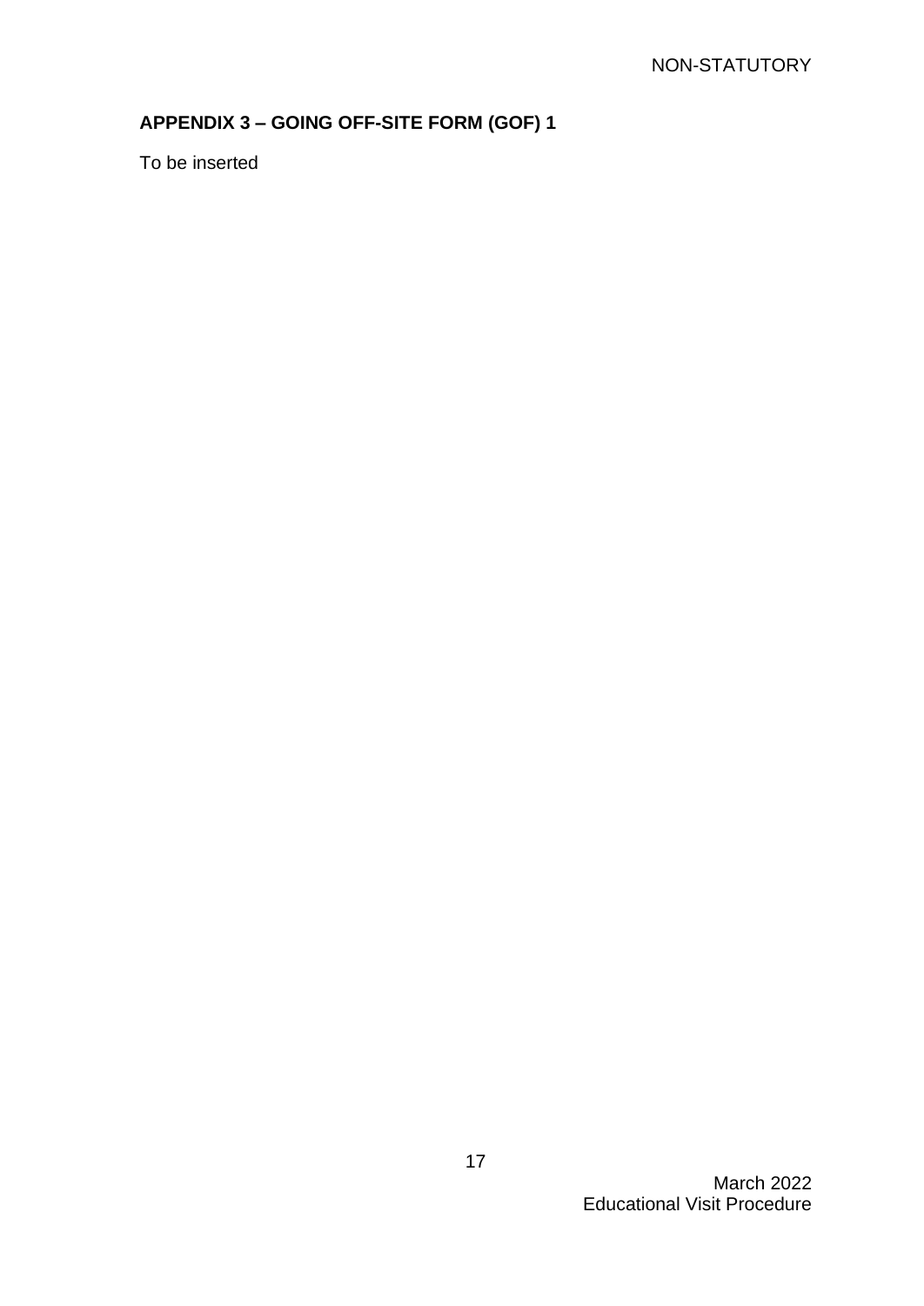## APPENDIX 3 – GOING OFF-SITE FORM (GOF) 1

To be inserted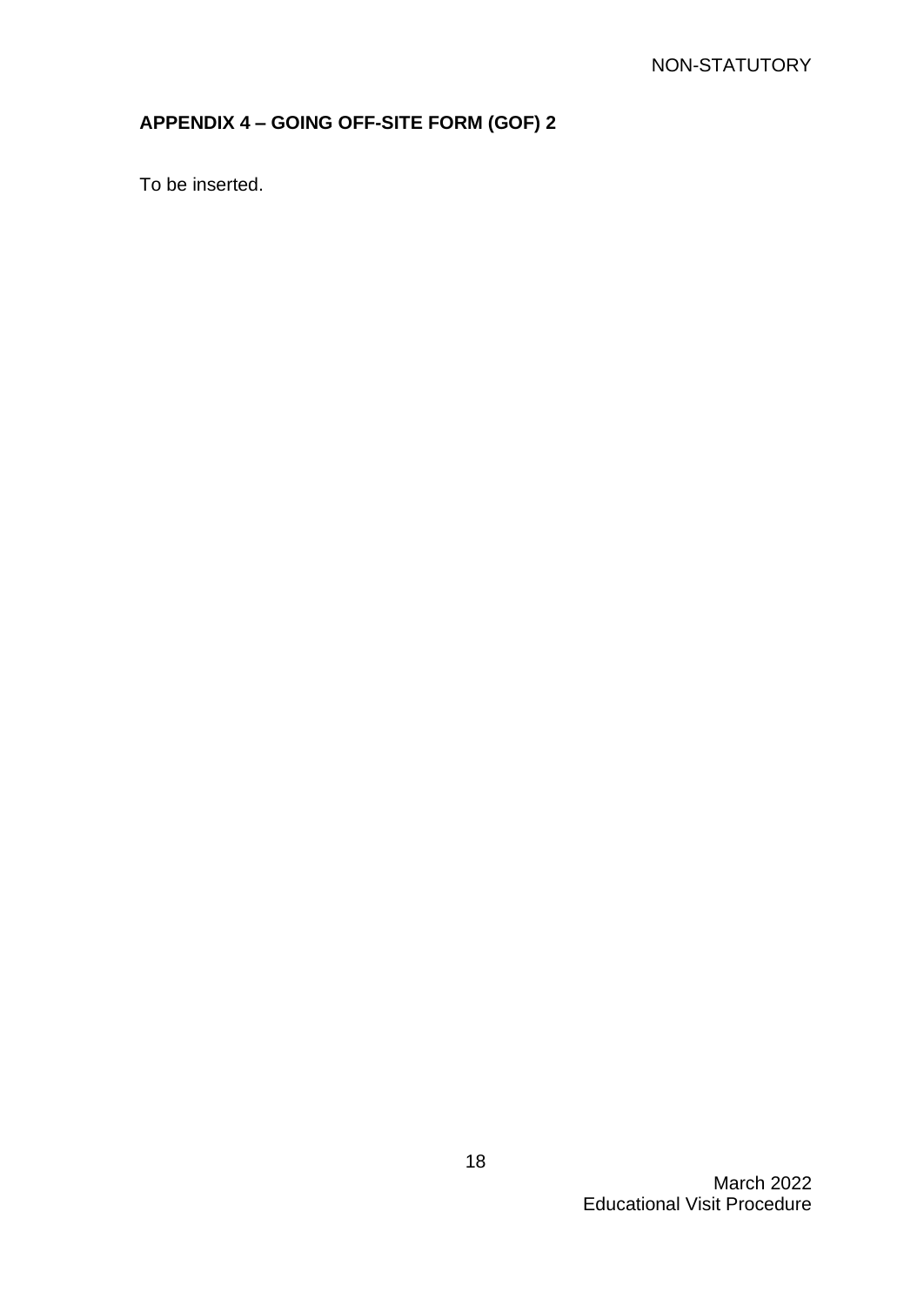## APPENDIX 4 – GOING OFF-SITE FORM (GOF) 2

To be inserted.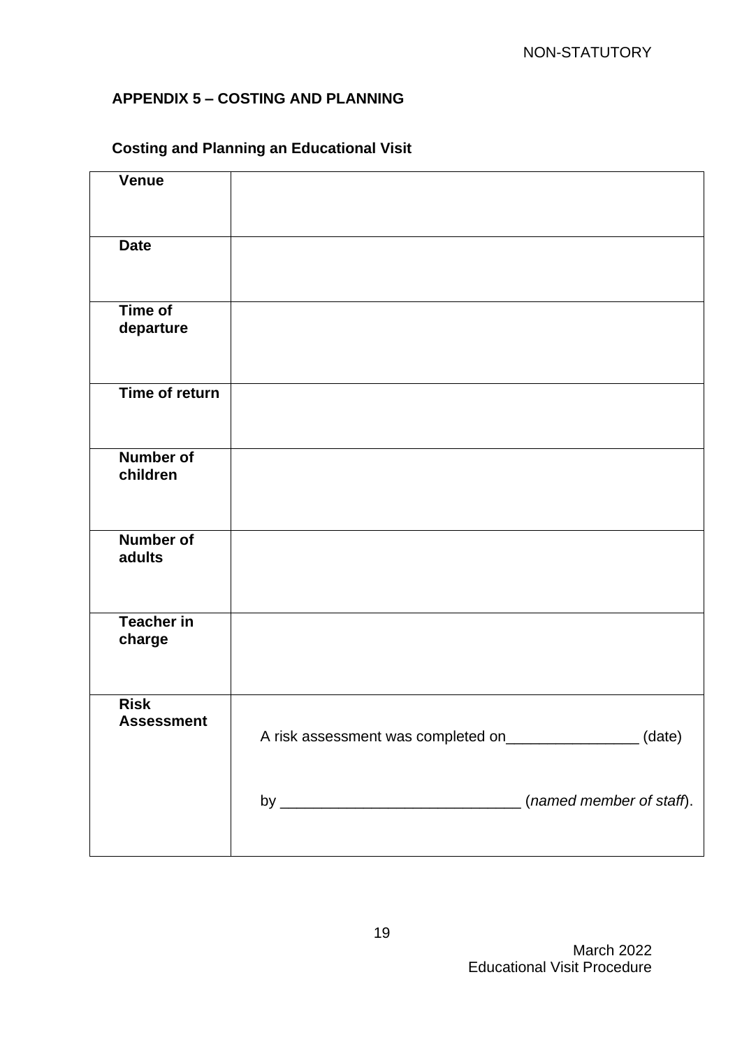## APPENDIX 5 – COSTING AND PLANNING

### Costing and Planning an Educational Visit

| | |
|---|---|
| **Venue** | |
| **Date** | |
| **Time of departure** | |
| **Time of return** | |
| **Number of children** | |
| **Number of adults** | |
| **Teacher in charge** | |
| **Risk Assessment** | A risk assessment was completed on________________ (date) by ____________________________ (*named member of staff*). |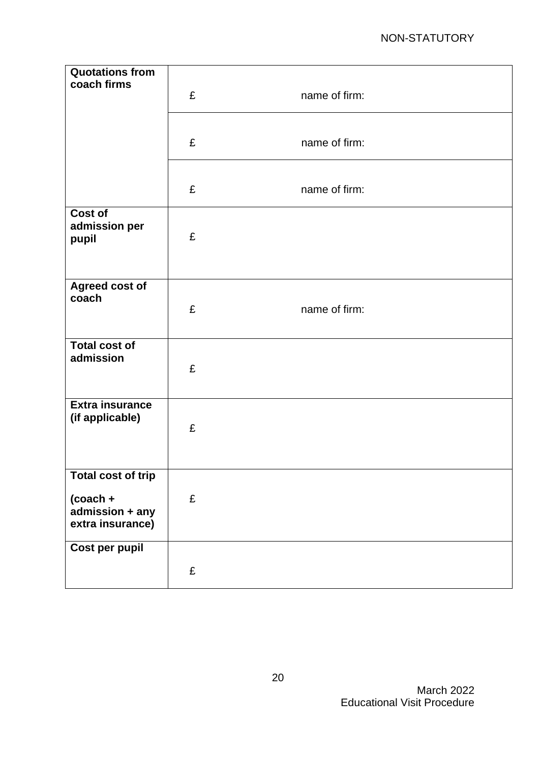| **Quotations from coach firms** | £ | name of firm: |
|---|---|---|
| | £ | name of firm: |
| | £ | name of firm: |
| **Cost of admission per pupil** | £ | |
| **Agreed cost of coach** | £ | name of firm: |
| **Total cost of admission** | £ | |
| **Extra insurance (if applicable)** | £ | |
| **Total cost of trip**<br><br>**(coach + admission + any extra insurance)** | £ | |
| **Cost per pupil** | £ | |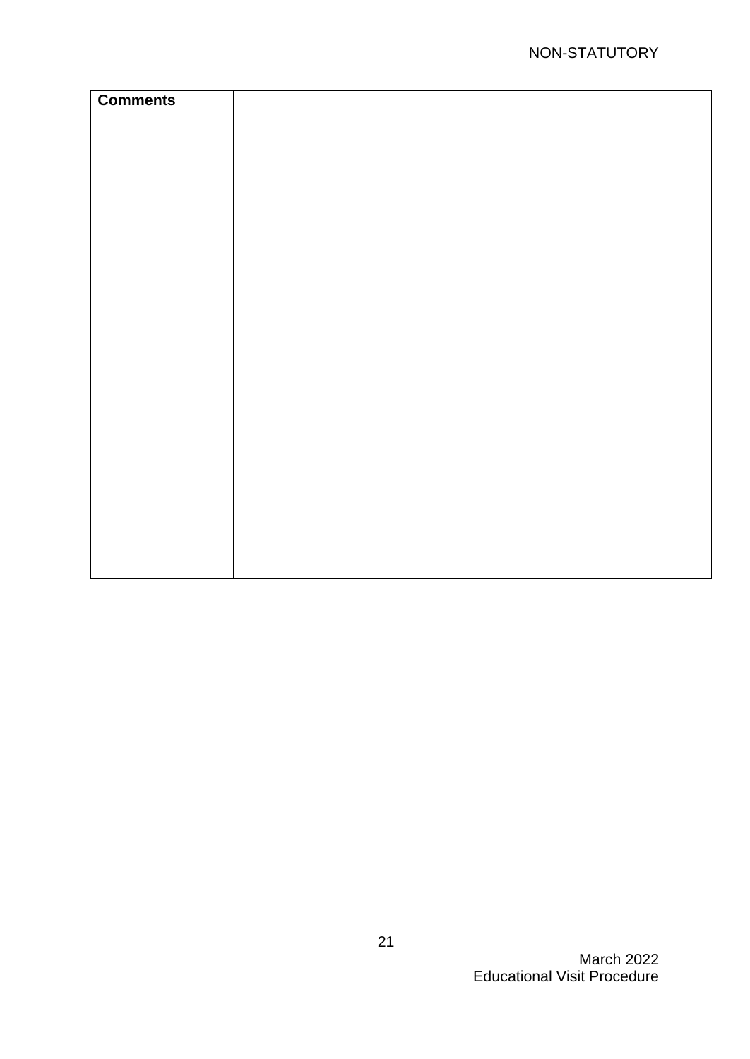| **Comments** | |
|---|---|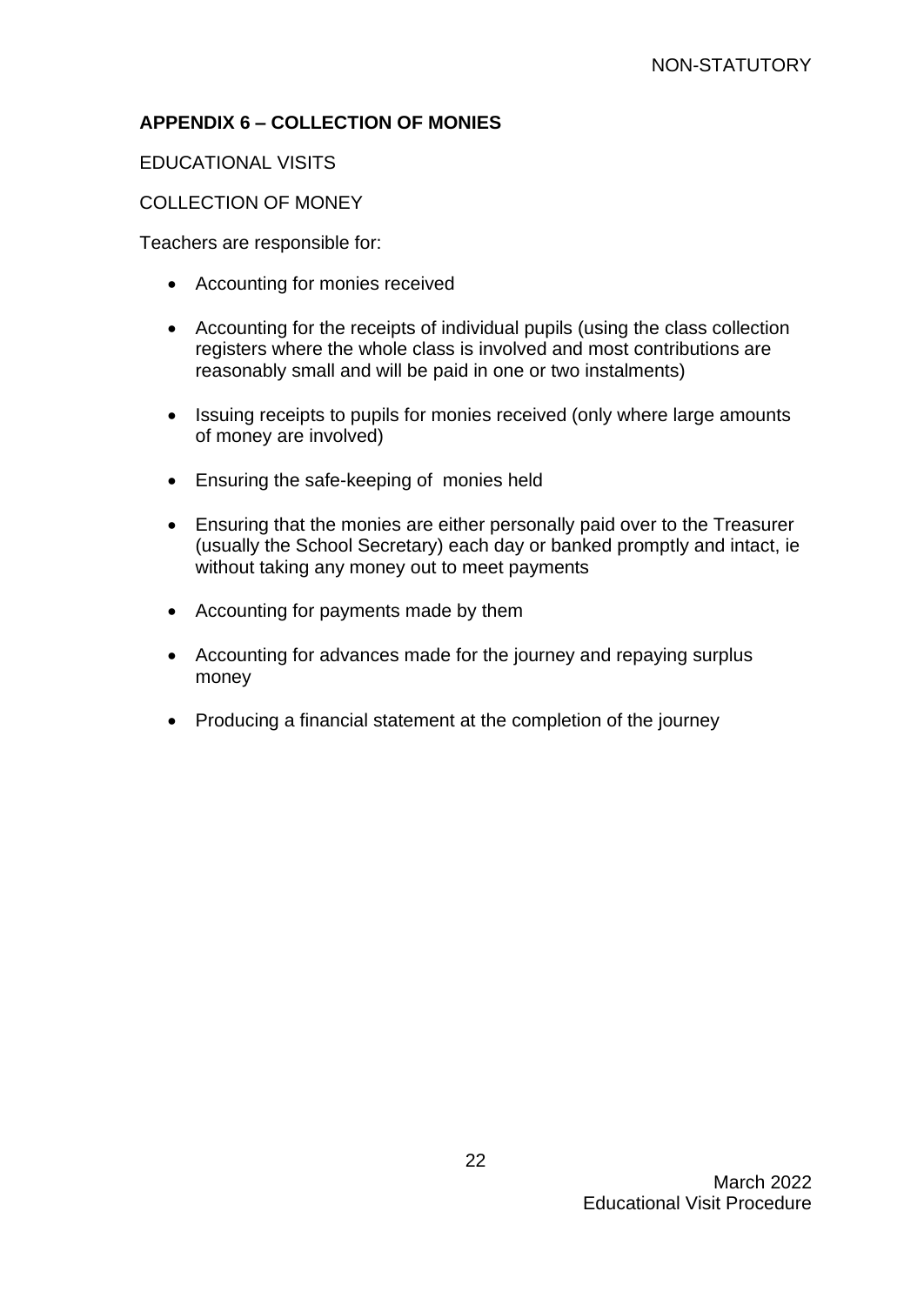## APPENDIX 6 – COLLECTION OF MONIES

EDUCATIONAL VISITS

COLLECTION OF MONEY

Teachers are responsible for:

- Accounting for monies received
- Accounting for the receipts of individual pupils (using the class collection registers where the whole class is involved and most contributions are reasonably small and will be paid in one or two instalments)
- Issuing receipts to pupils for monies received (only where large amounts of money are involved)
- Ensuring the safe-keeping of monies held
- Ensuring that the monies are either personally paid over to the Treasurer (usually the School Secretary) each day or banked promptly and intact, ie without taking any money out to meet payments
- Accounting for payments made by them
- Accounting for advances made for the journey and repaying surplus money
- Producing a financial statement at the completion of the journey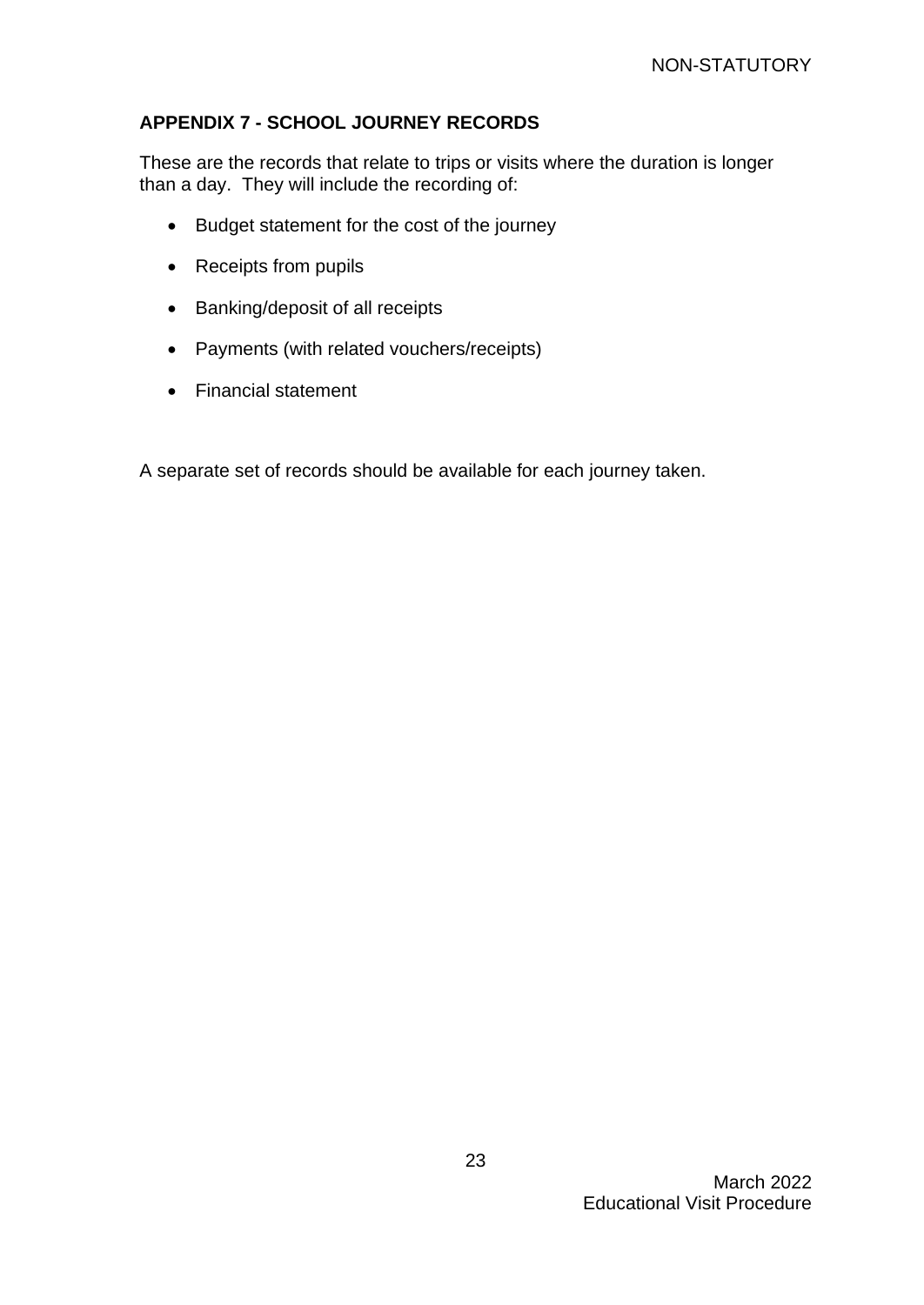## APPENDIX 7 - SCHOOL JOURNEY RECORDS

These are the records that relate to trips or visits where the duration is longer than a day. They will include the recording of:

- Budget statement for the cost of the journey
- Receipts from pupils
- Banking/deposit of all receipts
- Payments (with related vouchers/receipts)
- Financial statement

A separate set of records should be available for each journey taken.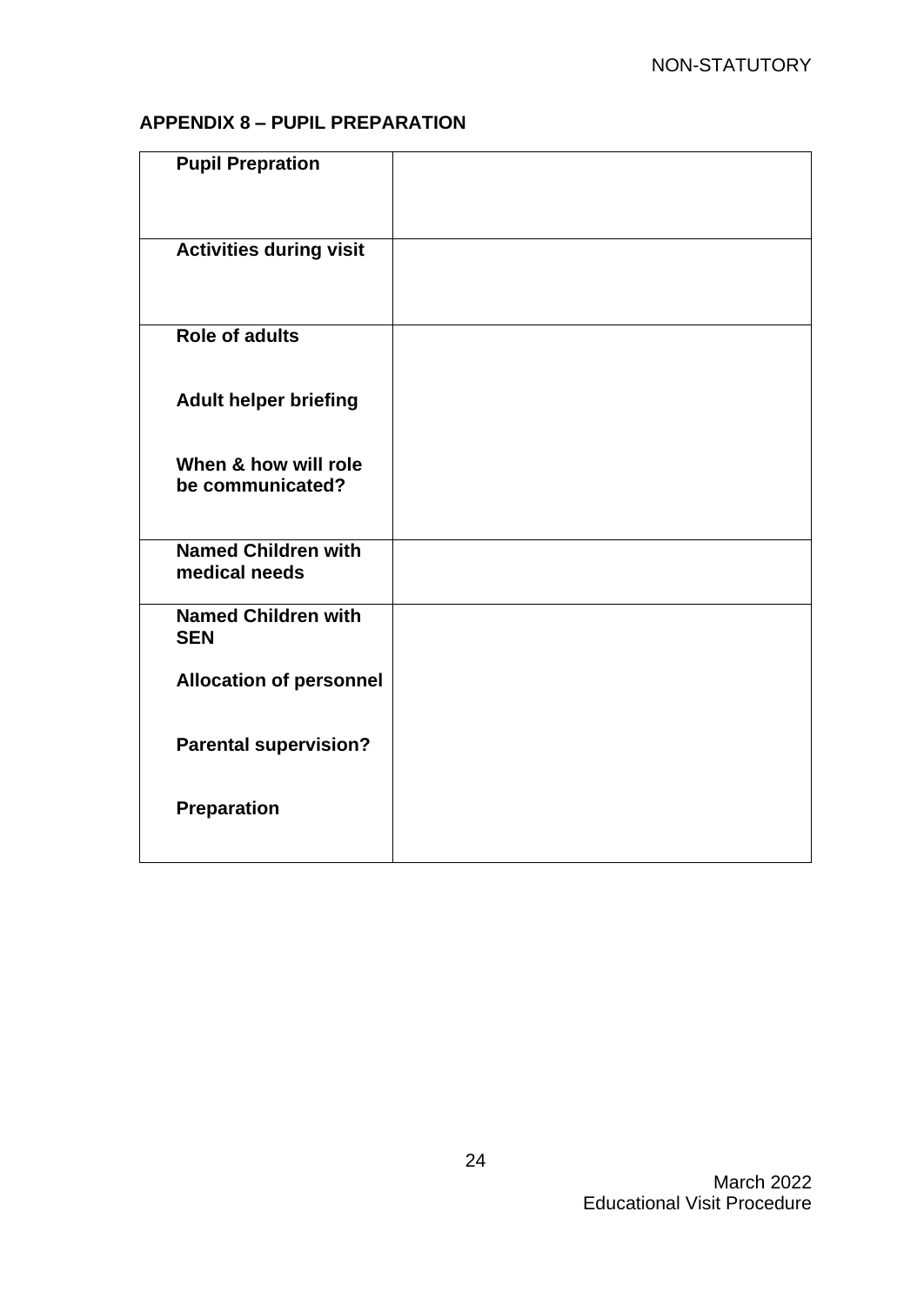NON-STATUTORY

## APPENDIX 8 – PUPIL PREPARATION

| | |
|---|---|
| **Pupil Prepration** | |
| **Activities during visit** | |
| **Role of adults**<br><br>**Adult helper briefing**<br><br>**When & how will role be communicated?** | |
| **Named Children with medical needs** | |
| **Named Children with SEN**<br><br>**Allocation of personnel**<br><br>**Parental supervision?**<br><br>**Preparation** | |

March 2022
Educational Visit Procedure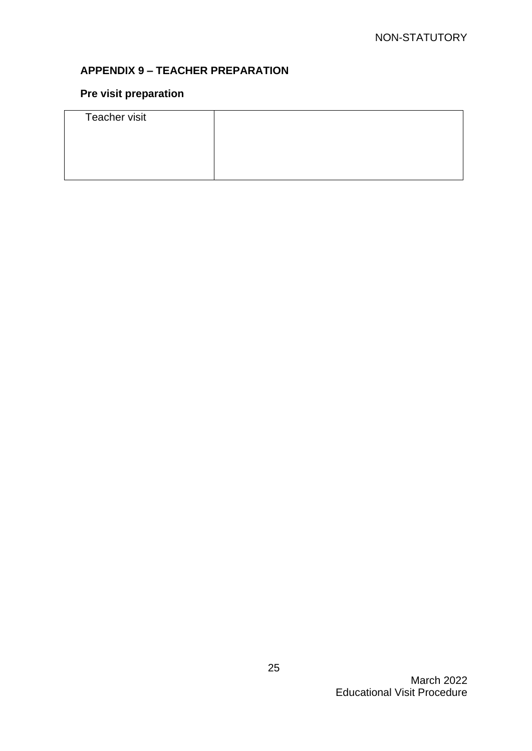NON-STATUTORY

## APPENDIX 9 – TEACHER PREPARATION

### Pre visit preparation

| | |
|---|---|
| Teacher visit | |